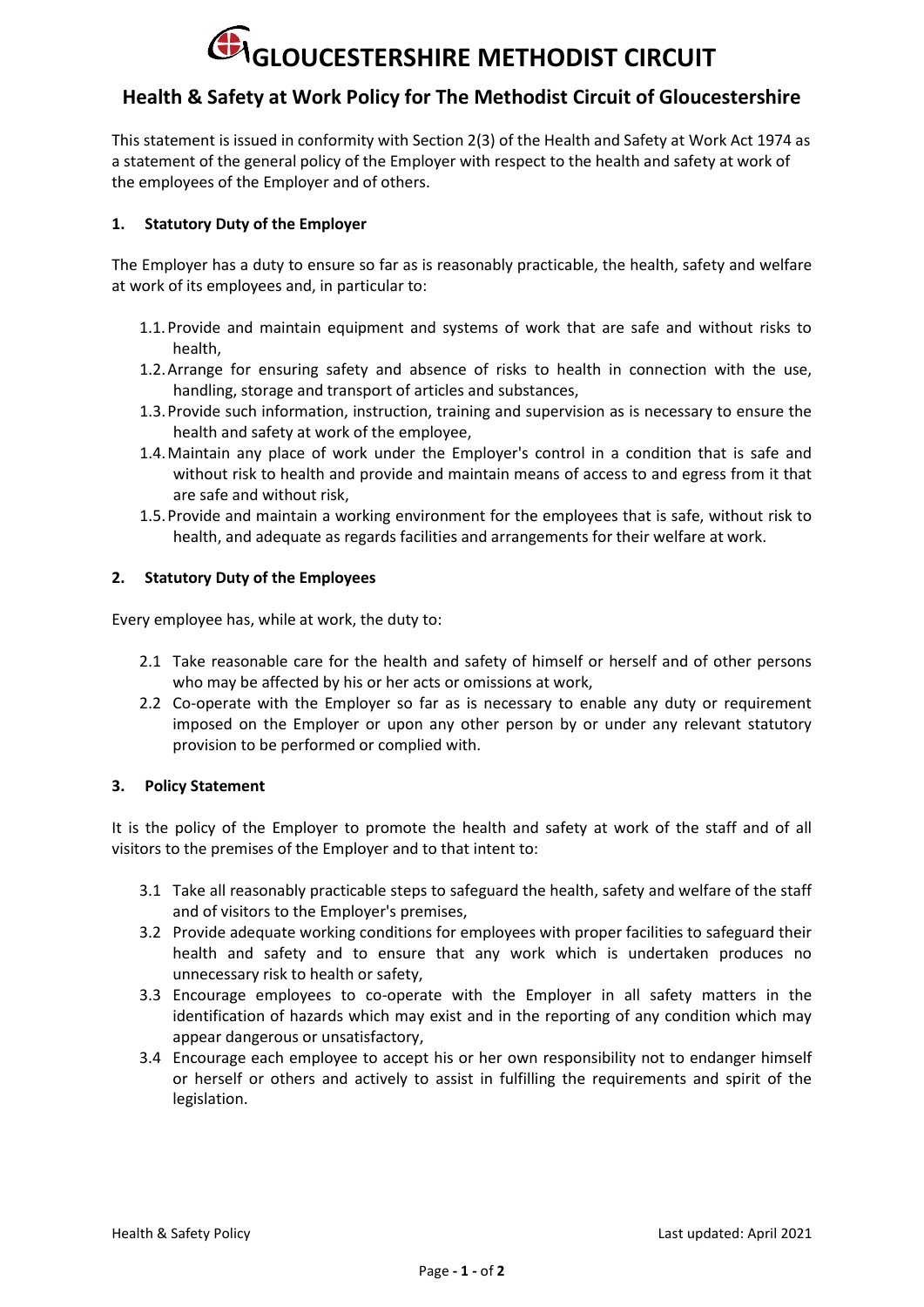# GLOUCESTERSHIRE METHODIST CIRCUIT

## Health & Safety at Work Policy for The Methodist Circuit of Gloucestershire

This statement is issued in conformity with Section 2(3) of the Health and Safety at Work Act 1974 as a statement of the general policy of the Employer with respect to the health and safety at work of the employees of the Employer and of others.

### 1. Statutory Duty of the Employer

The Employer has a duty to ensure so far as is reasonably practicable, the health, safety and welfare at work of its employees and, in particular to:

1.1. Provide and maintain equipment and systems of work that are safe and without risks to health,

1.2. Arrange for ensuring safety and absence of risks to health in connection with the use, handling, storage and transport of articles and substances,

1.3. Provide such information, instruction, training and supervision as is necessary to ensure the health and safety at work of the employee,

1.4. Maintain any place of work under the Employer's control in a condition that is safe and without risk to health and provide and maintain means of access to and egress from it that are safe and without risk,

1.5. Provide and maintain a working environment for the employees that is safe, without risk to health, and adequate as regards facilities and arrangements for their welfare at work.

### 2. Statutory Duty of the Employees

Every employee has, while at work, the duty to:

2.1 Take reasonable care for the health and safety of himself or herself and of other persons who may be affected by his or her acts or omissions at work,

2.2 Co-operate with the Employer so far as is necessary to enable any duty or requirement imposed on the Employer or upon any other person by or under any relevant statutory provision to be performed or complied with.

### 3. Policy Statement

It is the policy of the Employer to promote the health and safety at work of the staff and of all visitors to the premises of the Employer and to that intent to:

3.1 Take all reasonably practicable steps to safeguard the health, safety and welfare of the staff and of visitors to the Employer's premises,

3.2 Provide adequate working conditions for employees with proper facilities to safeguard their health and safety and to ensure that any work which is undertaken produces no unnecessary risk to health or safety,

3.3 Encourage employees to co-operate with the Employer in all safety matters in the identification of hazards which may exist and in the reporting of any condition which may appear dangerous or unsatisfactory,

3.4 Encourage each employee to accept his or her own responsibility not to endanger himself or herself or others and actively to assist in fulfilling the requirements and spirit of the legislation.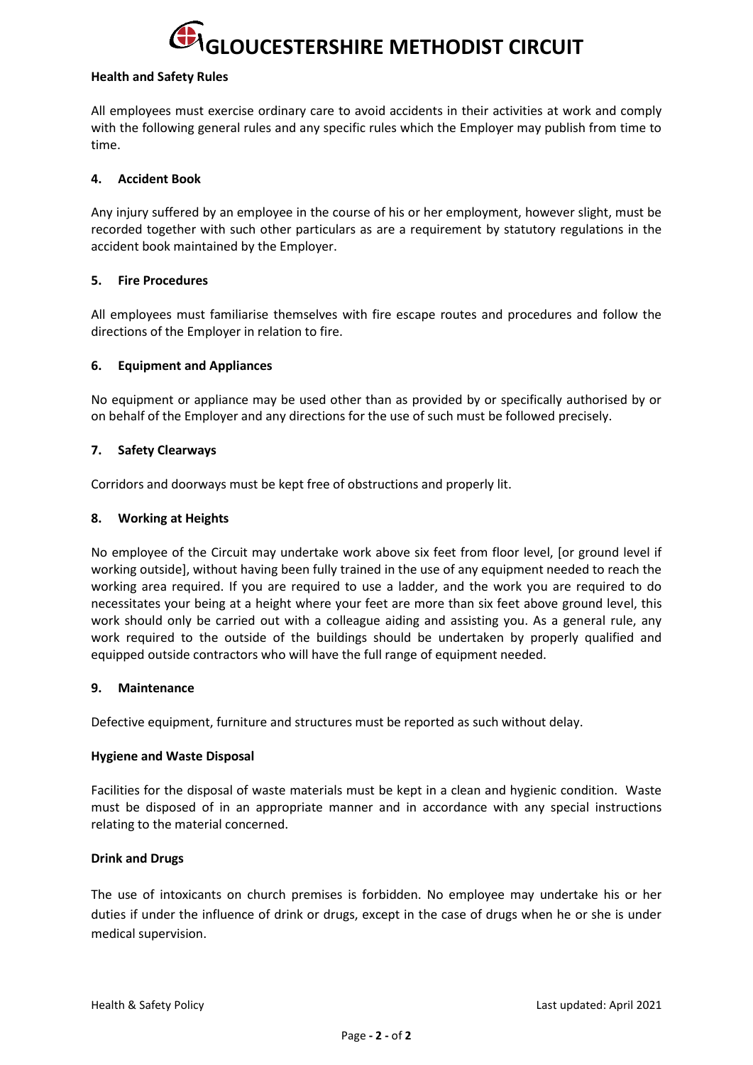# GLOUCESTERSHIRE METHODIST CIRCUIT

**Health and Safety Rules**

All employees must exercise ordinary care to avoid accidents in their activities at work and comply with the following general rules and any specific rules which the Employer may publish from time to time.

**4. Accident Book**

Any injury suffered by an employee in the course of his or her employment, however slight, must be recorded together with such other particulars as are a requirement by statutory regulations in the accident book maintained by the Employer.

**5. Fire Procedures**

All employees must familiarise themselves with fire escape routes and procedures and follow the directions of the Employer in relation to fire.

**6. Equipment and Appliances**

No equipment or appliance may be used other than as provided by or specifically authorised by or on behalf of the Employer and any directions for the use of such must be followed precisely.

**7. Safety Clearways**

Corridors and doorways must be kept free of obstructions and properly lit.

**8. Working at Heights**

No employee of the Circuit may undertake work above six feet from floor level, [or ground level if working outside], without having been fully trained in the use of any equipment needed to reach the working area required. If you are required to use a ladder, and the work you are required to do necessitates your being at a height where your feet are more than six feet above ground level, this work should only be carried out with a colleague aiding and assisting you. As a general rule, any work required to the outside of the buildings should be undertaken by properly qualified and equipped outside contractors who will have the full range of equipment needed.

**9. Maintenance**

Defective equipment, furniture and structures must be reported as such without delay.

**Hygiene and Waste Disposal**

Facilities for the disposal of waste materials must be kept in a clean and hygienic condition. Waste must be disposed of in an appropriate manner and in accordance with any special instructions relating to the material concerned.

**Drink and Drugs**

The use of intoxicants on church premises is forbidden. No employee may undertake his or her duties if under the influence of drink or drugs, except in the case of drugs when he or she is under medical supervision.

Health & Safety Policy Last updated: April 2021